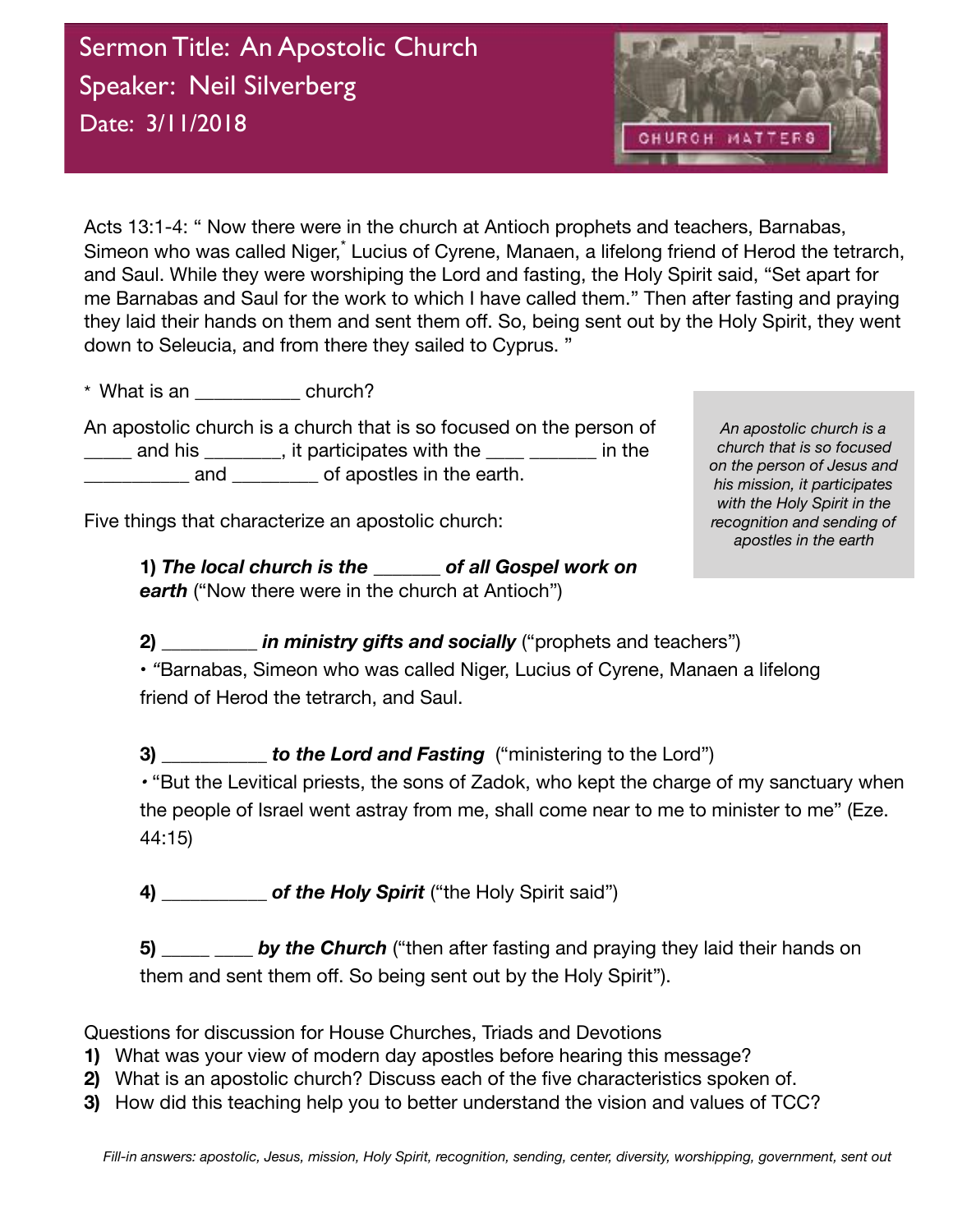# Sermon Title: An Apostolic Church

## Speaker: Neil Silverberg

### Date: 3/11/2018

CHURCH MATTERS

Acts 13:1-4: " Now there were in the church at Antioch prophets and teachers, Barnabas, Simeon who was called Niger,* Lucius of Cyrene, Manaen, a lifelong friend of Herod the tetrarch, and Saul. While they were worshiping the Lord and fasting, the Holy Spirit said, "Set apart for me Barnabas and Saul for the work to which I have called them." Then after fasting and praying they laid their hands on them and sent them off. So, being sent out by the Holy Spirit, they went down to Seleucia, and from there they sailed to Cyprus. "

* What is an __________ church?

An apostolic church is a church that is so focused on the person of _____ and his ________, it participates with the ____ _______ in the __________ and ________ of apostles in the earth.

*An apostolic church is a church that is so focused on the person of Jesus and his mission, it participates with the Holy Spirit in the recognition and sending of apostles in the earth*

Five things that characterize an apostolic church:

**1) *The local church is the _______ of all Gospel work on earth*** ("Now there were in the church at Antioch")

**2) _________ *in ministry gifts and socially*** ("prophets and teachers")
• "Barnabas, Simeon who was called Niger, Lucius of Cyrene, Manaen a lifelong friend of Herod the tetrarch, and Saul.

**3) __________ *to the Lord and Fasting*** ("ministering to the Lord")
• "But the Levitical priests, the sons of Zadok, who kept the charge of my sanctuary when the people of Israel went astray from me, shall come near to me to minister to me" (Eze. 44:15)

**4) __________ *of the Holy Spirit*** ("the Holy Spirit said")

**5) _____ ____ *by the Church*** ("then after fasting and praying they laid their hands on them and sent them off. So being sent out by the Holy Spirit").

Questions for discussion for House Churches, Triads and Devotions

1) What was your view of modern day apostles before hearing this message?
2) What is an apostolic church? Discuss each of the five characteristics spoken of.
3) How did this teaching help you to better understand the vision and values of TCC?

*Fill-in answers: apostolic, Jesus, mission, Holy Spirit, recognition, sending, center, diversity, worshipping, government, sent out*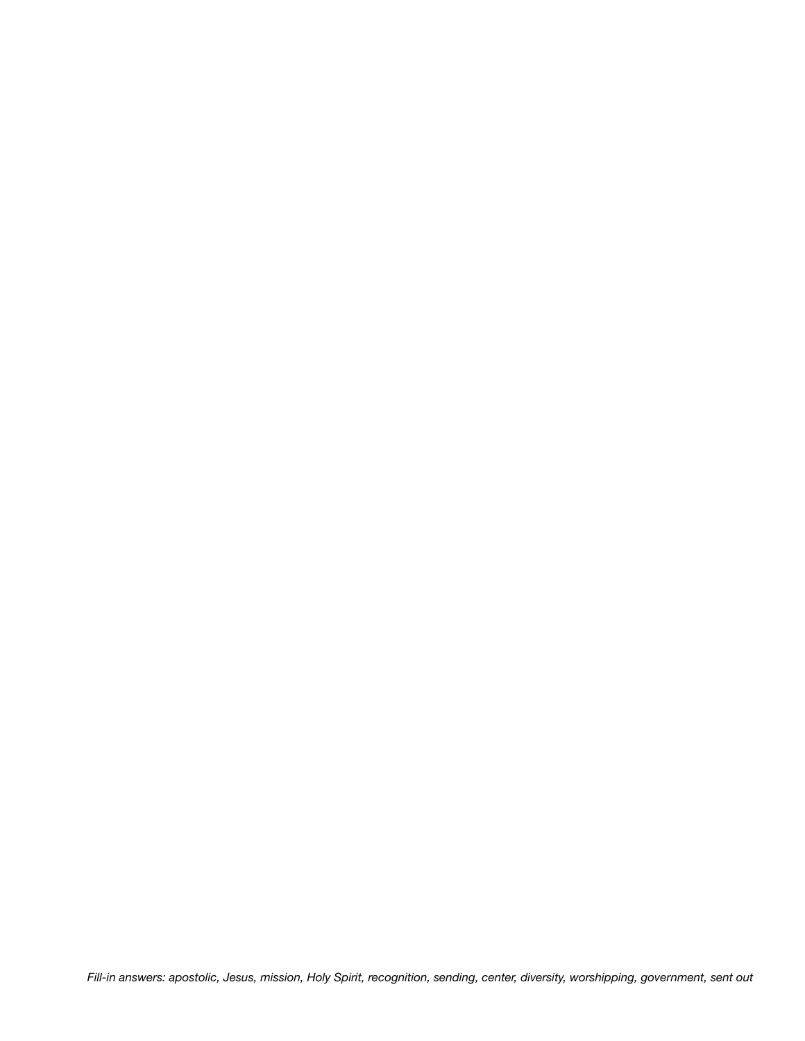*Fill-in answers: apostolic, Jesus, mission, Holy Spirit, recognition, sending, center, diversity, worshipping, government, sent out*